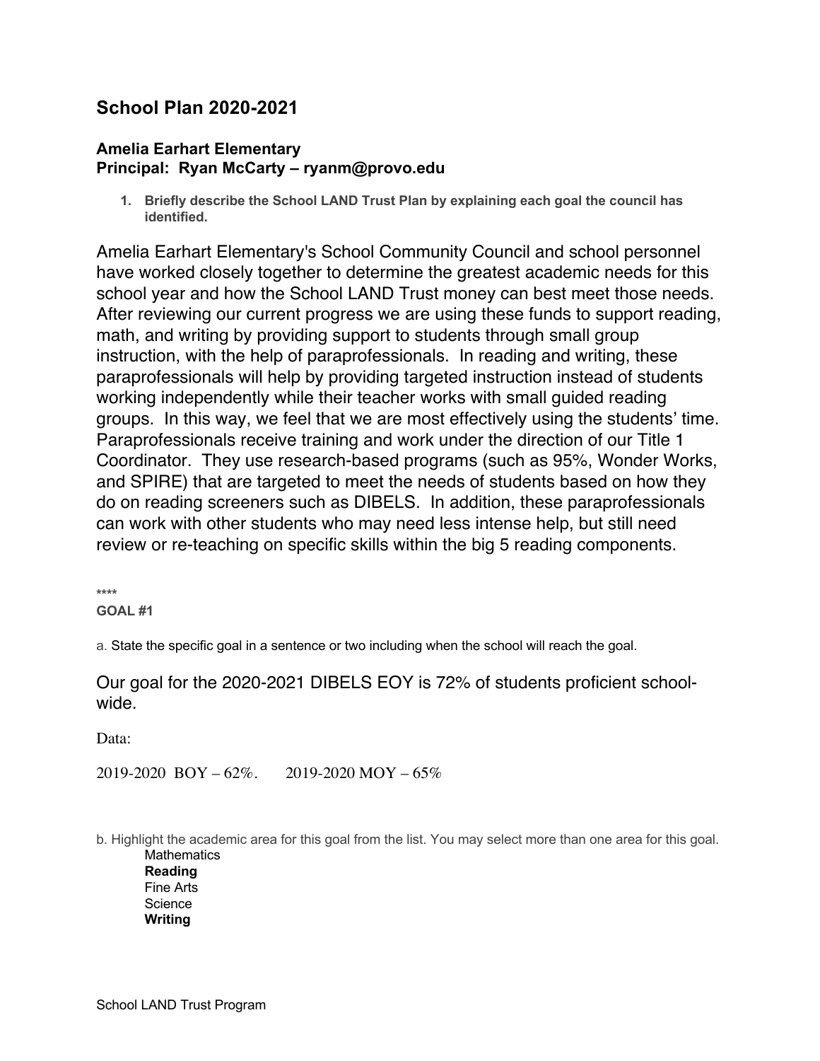## School Plan 2020-2021

### Amelia Earhart Elementary
### Principal: Ryan McCarty – ryanm@provo.edu

1. **Briefly describe the School LAND Trust Plan by explaining each goal the council has identified.**

Amelia Earhart Elementary's School Community Council and school personnel have worked closely together to determine the greatest academic needs for this school year and how the School LAND Trust money can best meet those needs. After reviewing our current progress we are using these funds to support reading, math, and writing by providing support to students through small group instruction, with the help of paraprofessionals. In reading and writing, these paraprofessionals will help by providing targeted instruction instead of students working independently while their teacher works with small guided reading groups. In this way, we feel that we are most effectively using the students' time. Paraprofessionals receive training and work under the direction of our Title 1 Coordinator. They use research-based programs (such as 95%, Wonder Works, and SPIRE) that are targeted to meet the needs of students based on how they do on reading screeners such as DIBELS. In addition, these paraprofessionals can work with other students who may need less intense help, but still need review or re-teaching on specific skills within the big 5 reading components.

****

**GOAL #1**

a. State the specific goal in a sentence or two including when the school will reach the goal.

Our goal for the 2020-2021 DIBELS EOY is 72% of students proficient school-wide.

Data:

2019-2020 BOY – 62%. 2019-2020 MOY – 65%

b. Highlight the academic area for this goal from the list. You may select more than one area for this goal.

- Mathematics
- **Reading**
- Fine Arts
- Science
- **Writing**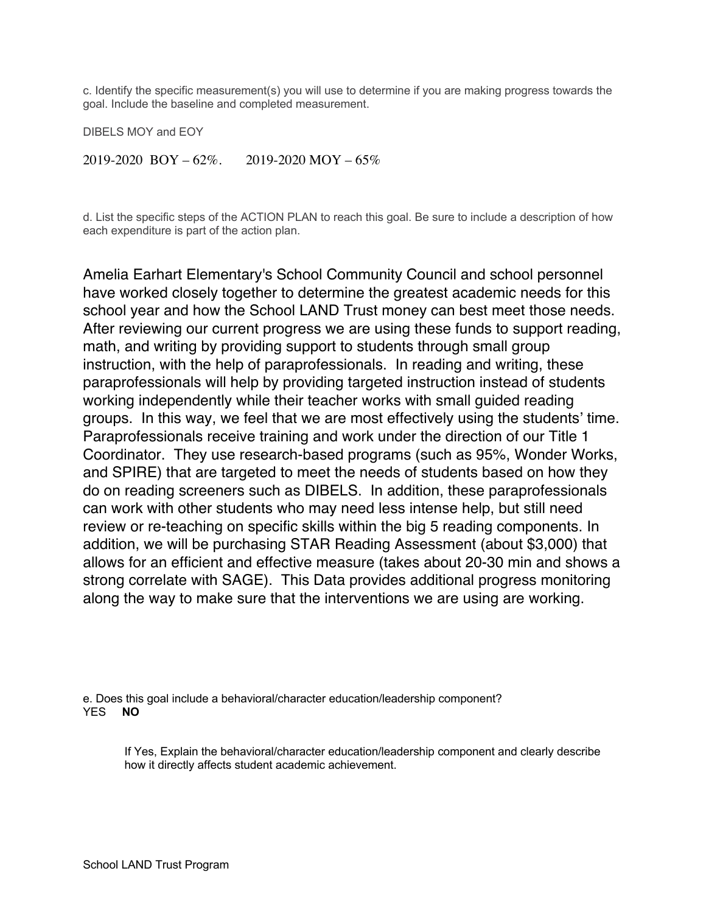c. Identify the specific measurement(s) you will use to determine if you are making progress towards the goal. Include the baseline and completed measurement.

DIBELS MOY and EOY

2019-2020 BOY – 62%. 2019-2020 MOY – 65%

d. List the specific steps of the ACTION PLAN to reach this goal. Be sure to include a description of how each expenditure is part of the action plan.

Amelia Earhart Elementary's School Community Council and school personnel have worked closely together to determine the greatest academic needs for this school year and how the School LAND Trust money can best meet those needs. After reviewing our current progress we are using these funds to support reading, math, and writing by providing support to students through small group instruction, with the help of paraprofessionals. In reading and writing, these paraprofessionals will help by providing targeted instruction instead of students working independently while their teacher works with small guided reading groups. In this way, we feel that we are most effectively using the students' time. Paraprofessionals receive training and work under the direction of our Title 1 Coordinator. They use research-based programs (such as 95%, Wonder Works, and SPIRE) that are targeted to meet the needs of students based on how they do on reading screeners such as DIBELS. In addition, these paraprofessionals can work with other students who may need less intense help, but still need review or re-teaching on specific skills within the big 5 reading components. In addition, we will be purchasing STAR Reading Assessment (about $3,000) that allows for an efficient and effective measure (takes about 20-30 min and shows a strong correlate with SAGE). This Data provides additional progress monitoring along the way to make sure that the interventions we are using are working.

e. Does this goal include a behavioral/character education/leadership component?
YES **NO**

If Yes, Explain the behavioral/character education/leadership component and clearly describe how it directly affects student academic achievement.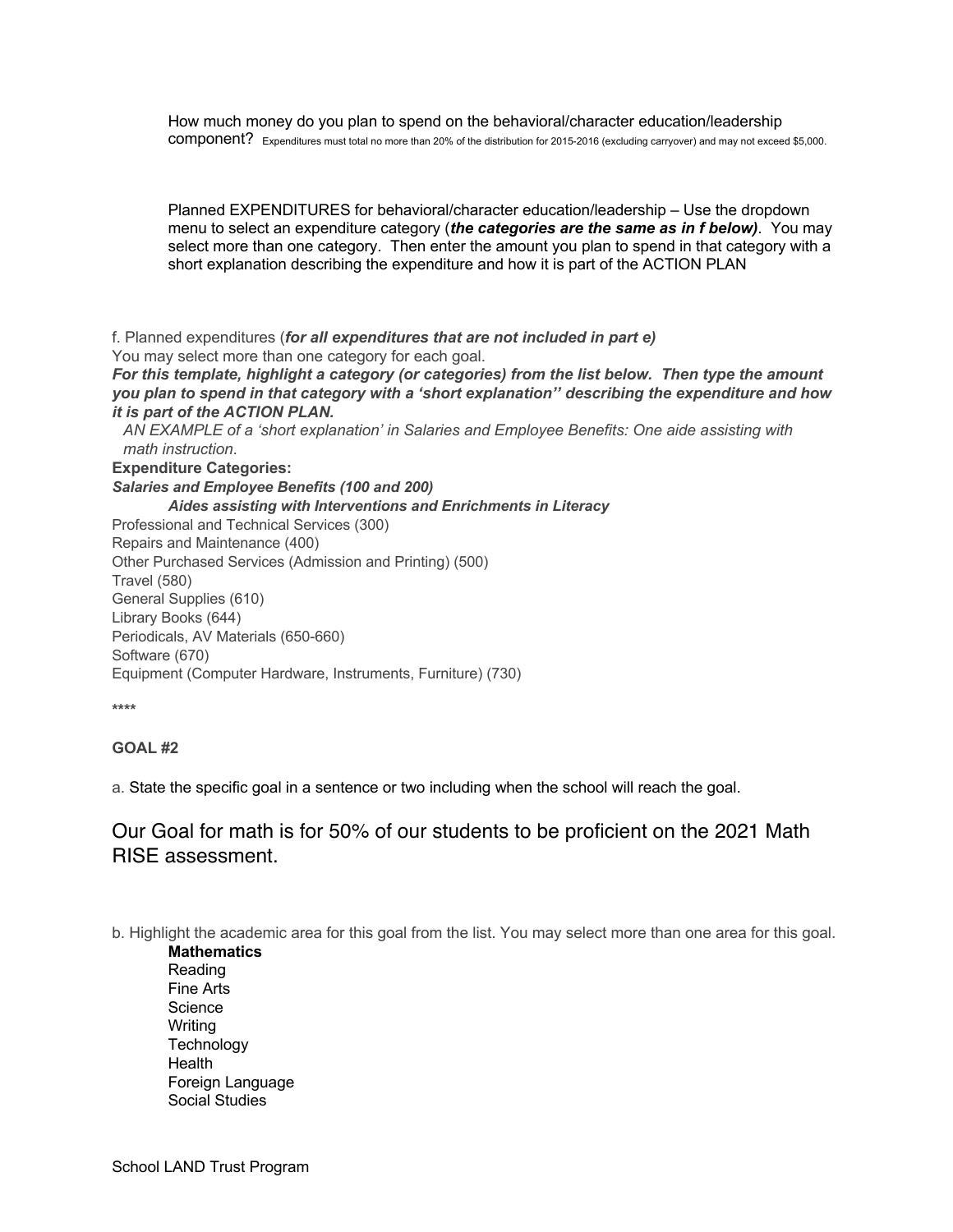How much money do you plan to spend on the behavioral/character education/leadership component? Expenditures must total no more than 20% of the distribution for 2015-2016 (excluding carryover) and may not exceed $5,000.

Planned EXPENDITURES for behavioral/character education/leadership – Use the dropdown menu to select an expenditure category (***the categories are the same as in f below)***. You may select more than one category. Then enter the amount you plan to spend in that category with a short explanation describing the expenditure and how it is part of the ACTION PLAN

f. Planned expenditures (***for all expenditures that are not included in part e)***
You may select more than one category for each goal.
***For this template, highlight a category (or categories) from the list below. Then type the amount you plan to spend in that category with a 'short explanation'' describing the expenditure and how it is part of the ACTION PLAN.***
*AN EXAMPLE of a 'short explanation' in Salaries and Employee Benefits: One aide assisting with math instruction*.

**Expenditure Categories:**

***Salaries and Employee Benefits (100 and 200)***
***Aides assisting with Interventions and Enrichments in Literacy***
Professional and Technical Services (300)
Repairs and Maintenance (400)
Other Purchased Services (Admission and Printing) (500)
Travel (580)
General Supplies (610)
Library Books (644)
Periodicals, AV Materials (650-660)
Software (670)
Equipment (Computer Hardware, Instruments, Furniture) (730)

****

**GOAL #2**

a. State the specific goal in a sentence or two including when the school will reach the goal.

Our Goal for math is for 50% of our students to be proficient on the 2021 Math RISE assessment.

b. Highlight the academic area for this goal from the list. You may select more than one area for this goal.

**Mathematics**
Reading
Fine Arts
Science
Writing
Technology
Health
Foreign Language
Social Studies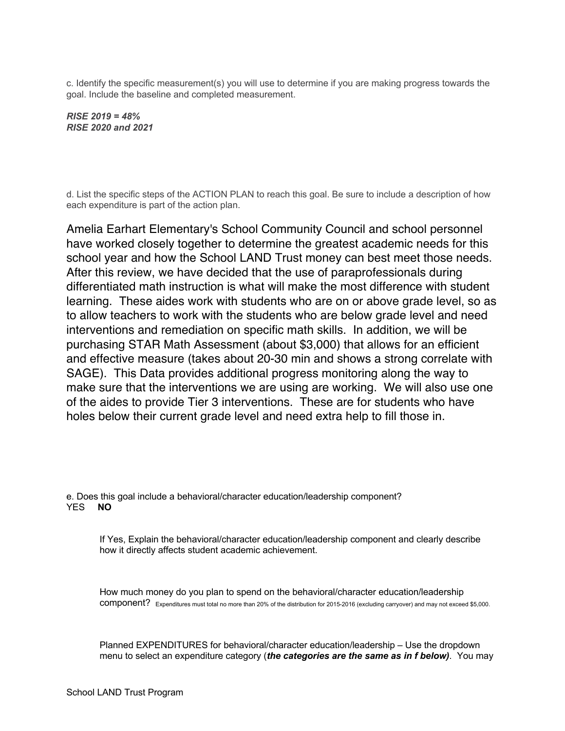c. Identify the specific measurement(s) you will use to determine if you are making progress towards the goal. Include the baseline and completed measurement.

***RISE 2019 = 48%***
***RISE 2020 and 2021***

d. List the specific steps of the ACTION PLAN to reach this goal. Be sure to include a description of how each expenditure is part of the action plan.

Amelia Earhart Elementary's School Community Council and school personnel have worked closely together to determine the greatest academic needs for this school year and how the School LAND Trust money can best meet those needs. After this review, we have decided that the use of paraprofessionals during differentiated math instruction is what will make the most difference with student learning. These aides work with students who are on or above grade level, so as to allow teachers to work with the students who are below grade level and need interventions and remediation on specific math skills. In addition, we will be purchasing STAR Math Assessment (about $3,000) that allows for an efficient and effective measure (takes about 20-30 min and shows a strong correlate with SAGE). This Data provides additional progress monitoring along the way to make sure that the interventions we are using are working. We will also use one of the aides to provide Tier 3 interventions. These are for students who have holes below their current grade level and need extra help to fill those in.

e. Does this goal include a behavioral/character education/leadership component?
YES **NO**

If Yes, Explain the behavioral/character education/leadership component and clearly describe how it directly affects student academic achievement.

How much money do you plan to spend on the behavioral/character education/leadership component? Expenditures must total no more than 20% of the distribution for 2015-2016 (excluding carryover) and may not exceed $5,000.

Planned EXPENDITURES for behavioral/character education/leadership – Use the dropdown menu to select an expenditure category (***the categories are the same as in f below)***. You may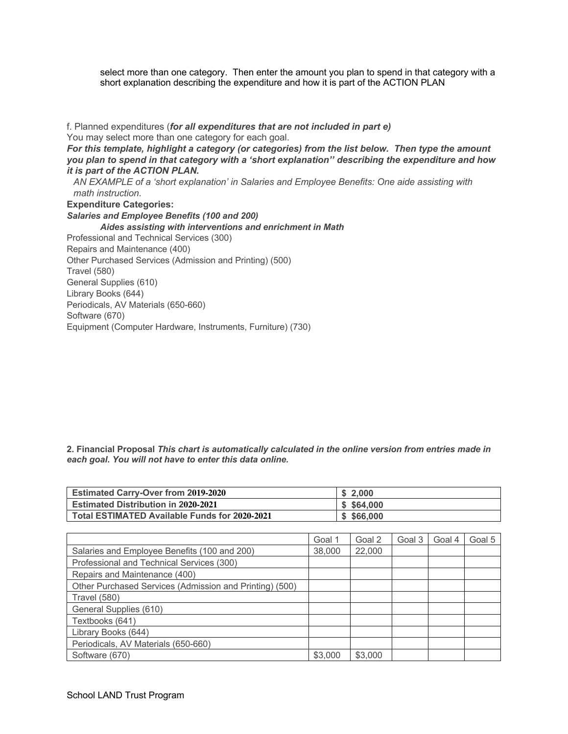select more than one category. Then enter the amount you plan to spend in that category with a short explanation describing the expenditure and how it is part of the ACTION PLAN

f. Planned expenditures (***for all expenditures that are not included in part e)***
You may select more than one category for each goal.
***For this template, highlight a category (or categories) from the list below. Then type the amount you plan to spend in that category with a 'short explanation'' describing the expenditure and how it is part of the ACTION PLAN.***

*AN EXAMPLE of a 'short explanation' in Salaries and Employee Benefits: One aide assisting with math instruction*.

**Expenditure Categories:**

***Salaries and Employee Benefits (100 and 200)***

***Aides assisting with interventions and enrichment in Math***

Professional and Technical Services (300)
Repairs and Maintenance (400)
Other Purchased Services (Admission and Printing) (500)
Travel (580)
General Supplies (610)
Library Books (644)
Periodicals, AV Materials (650-660)
Software (670)
Equipment (Computer Hardware, Instruments, Furniture) (730)

**2. Financial Proposal** ***This chart is automatically calculated in the online version from entries made in each goal. You will not have to enter this data online.***

| | |
|---|---|
| **Estimated Carry-Over from 2019-2020** | **$ 2,000** |
| **Estimated Distribution in 2020-2021** | **$ $64,000** |
| **Total ESTIMATED Available Funds for 2020-2021** | **$ $66,000** |

| | Goal 1 | Goal 2 | Goal 3 | Goal 4 | Goal 5 |
|---|---|---|---|---|---|
| Salaries and Employee Benefits (100 and 200) | 38,000 | 22,000 | | | |
| Professional and Technical Services (300) | | | | | |
| Repairs and Maintenance (400) | | | | | |
| Other Purchased Services (Admission and Printing) (500) | | | | | |
| Travel (580) | | | | | |
| General Supplies (610) | | | | | |
| Textbooks (641) | | | | | |
| Library Books (644) | | | | | |
| Periodicals, AV Materials (650-660) | | | | | |
| Software (670) | $3,000 | $3,000 | | | |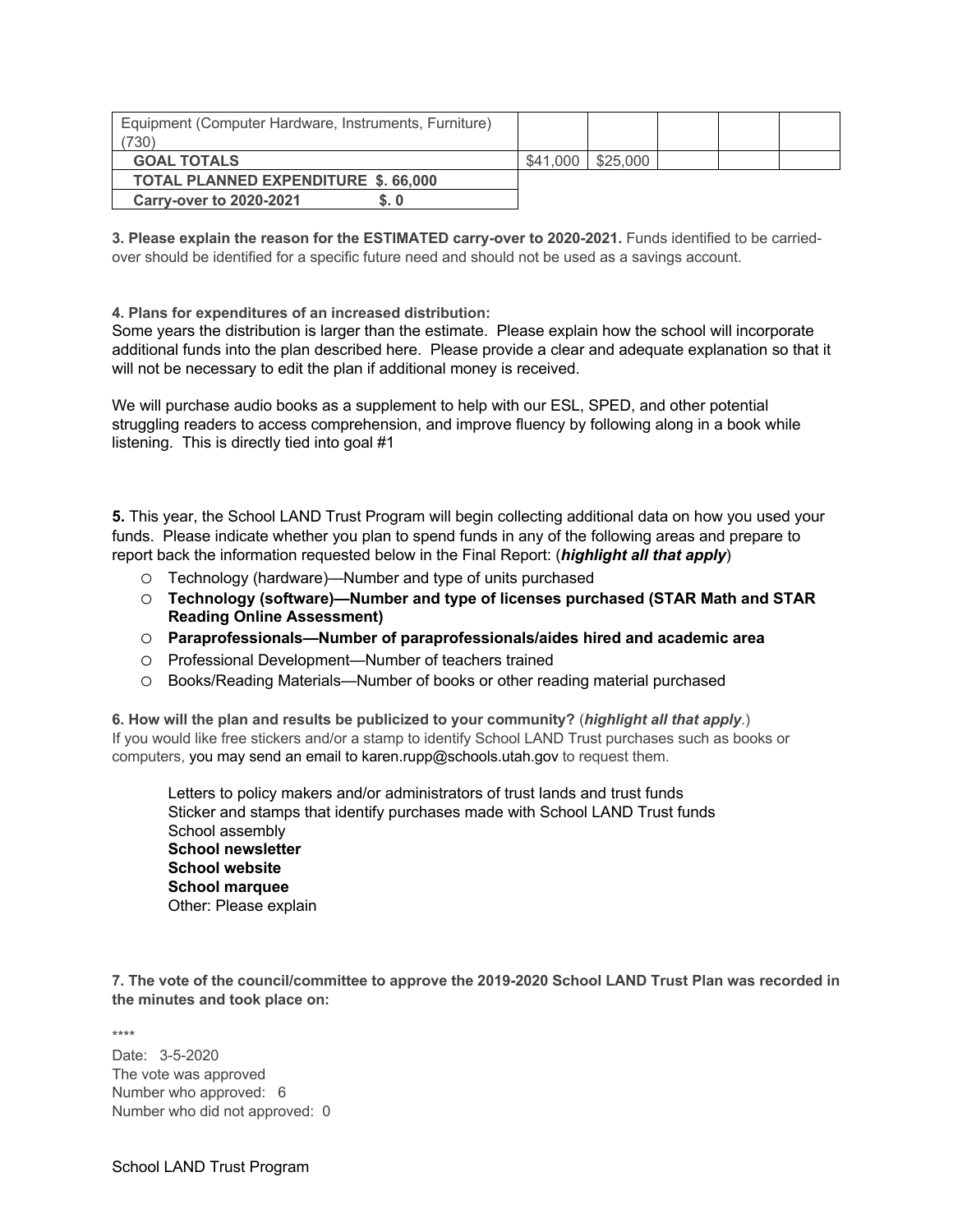| Equipment (Computer Hardware, Instruments, Furniture) (730) | | | | | |
|---|---|---|---|---|---|
| **GOAL TOTALS** | $41,000 | $25,000 | | | |
| **TOTAL PLANNED EXPENDITURE $. 66,000** | | | | | |
| **Carry-over to 2020-2021 $. 0** | | | | | |

**3. Please explain the reason for the ESTIMATED carry-over to 2020-2021.** Funds identified to be carried-over should be identified for a specific future need and should not be used as a savings account.

**4. Plans for expenditures of an increased distribution:**

Some years the distribution is larger than the estimate. Please explain how the school will incorporate additional funds into the plan described here. Please provide a clear and adequate explanation so that it will not be necessary to edit the plan if additional money is received.

We will purchase audio books as a supplement to help with our ESL, SPED, and other potential struggling readers to access comprehension, and improve fluency by following along in a book while listening. This is directly tied into goal #1

**5.** This year, the School LAND Trust Program will begin collecting additional data on how you used your funds. Please indicate whether you plan to spend funds in any of the following areas and prepare to report back the information requested below in the Final Report: (***highlight all that apply***)

- Technology (hardware)—Number and type of units purchased
- **Technology (software)—Number and type of licenses purchased (STAR Math and STAR Reading Online Assessment)**
- **Paraprofessionals—Number of paraprofessionals/aides hired and academic area**
- Professional Development—Number of teachers trained
- Books/Reading Materials—Number of books or other reading material purchased

**6. How will the plan and results be publicized to your community?** (***highlight all that apply***.)
If you would like free stickers and/or a stamp to identify School LAND Trust purchases such as books or computers, you may send an email to karen.rupp@schools.utah.gov to request them.

Letters to policy makers and/or administrators of trust lands and trust funds
Sticker and stamps that identify purchases made with School LAND Trust funds
School assembly
**School newsletter**
**School website**
**School marquee**
Other: Please explain

**7. The vote of the council/committee to approve the 2019-2020 School LAND Trust Plan was recorded in the minutes and took place on:**

****

Date: 3-5-2020
The vote was approved
Number who approved: 6
Number who did not approved: 0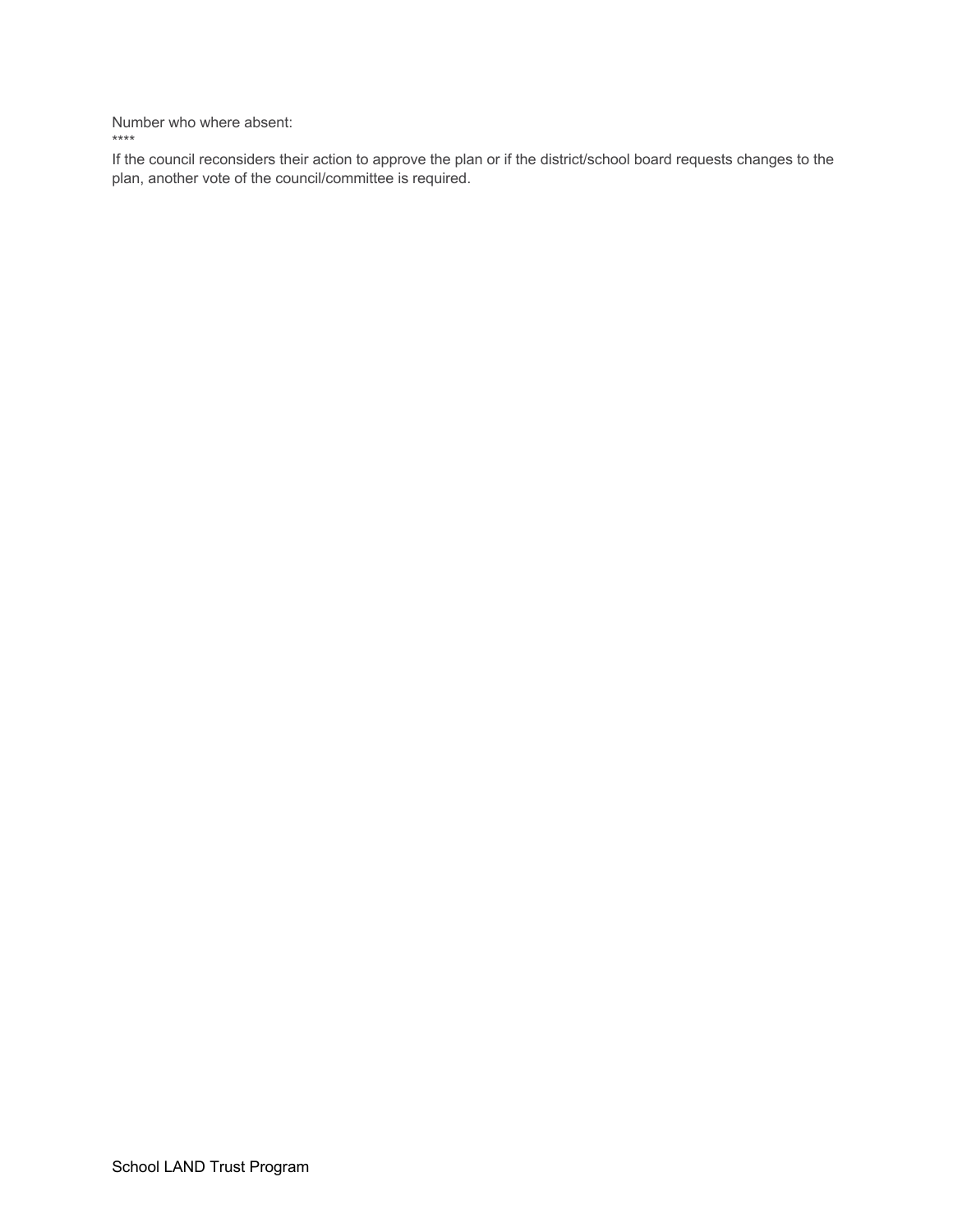Number who where absent:

****

If the council reconsiders their action to approve the plan or if the district/school board requests changes to the plan, another vote of the council/committee is required.